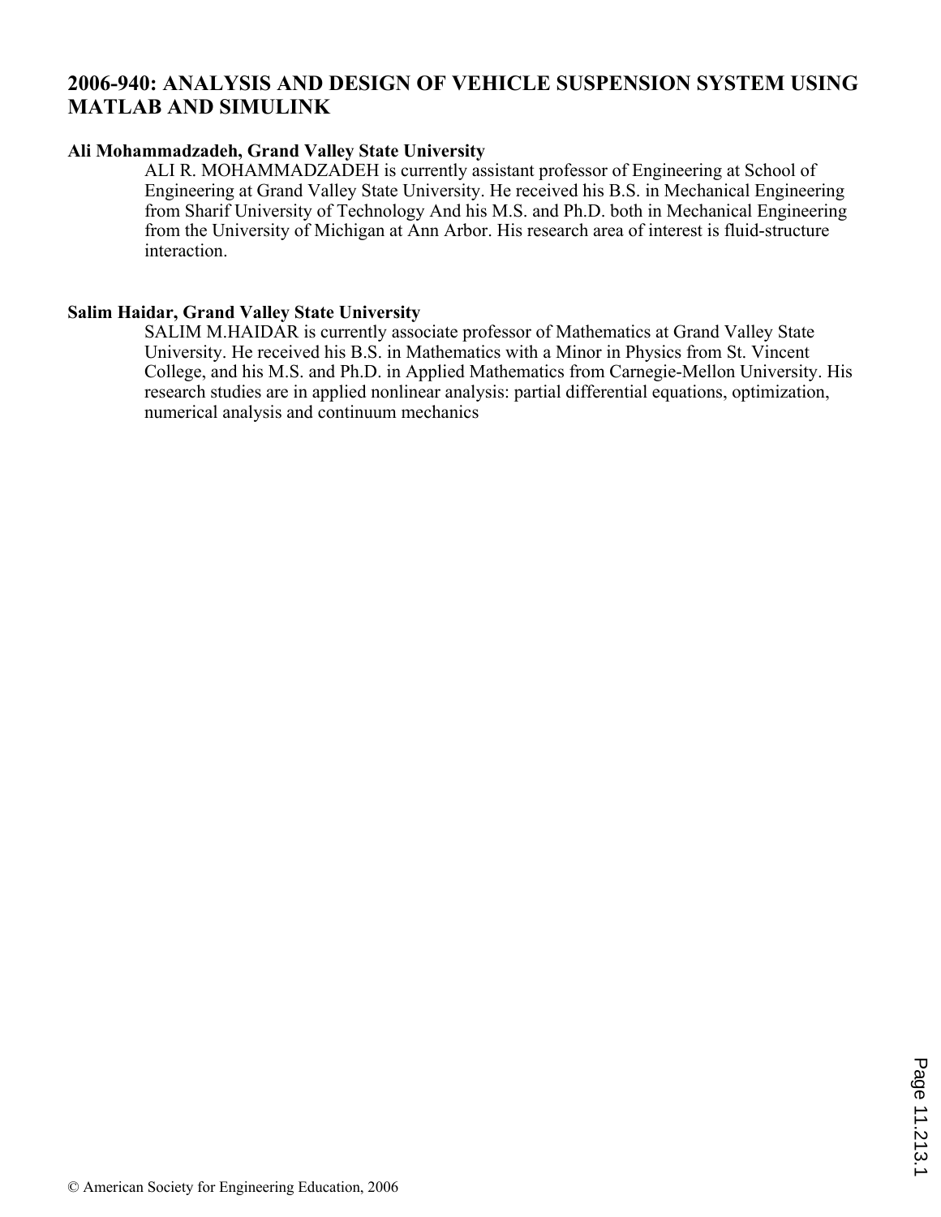# 2006-940: ANALYSIS AND DESIGN OF VEHICLE SUSPENSION SYSTEM USING MATLAB AND SIMULINK

**Ali Mohammadzadeh, Grand Valley State University**

ALI R. MOHAMMADZADEH is currently assistant professor of Engineering at School of Engineering at Grand Valley State University. He received his B.S. in Mechanical Engineering from Sharif University of Technology And his M.S. and Ph.D. both in Mechanical Engineering from the University of Michigan at Ann Arbor. His research area of interest is fluid-structure interaction.

**Salim Haidar, Grand Valley State University**

SALIM M.HAIDAR is currently associate professor of Mathematics at Grand Valley State University. He received his B.S. in Mathematics with a Minor in Physics from St. Vincent College, and his M.S. and Ph.D. in Applied Mathematics from Carnegie-Mellon University. His research studies are in applied nonlinear analysis: partial differential equations, optimization, numerical analysis and continuum mechanics

© American Society for Engineering Education, 2006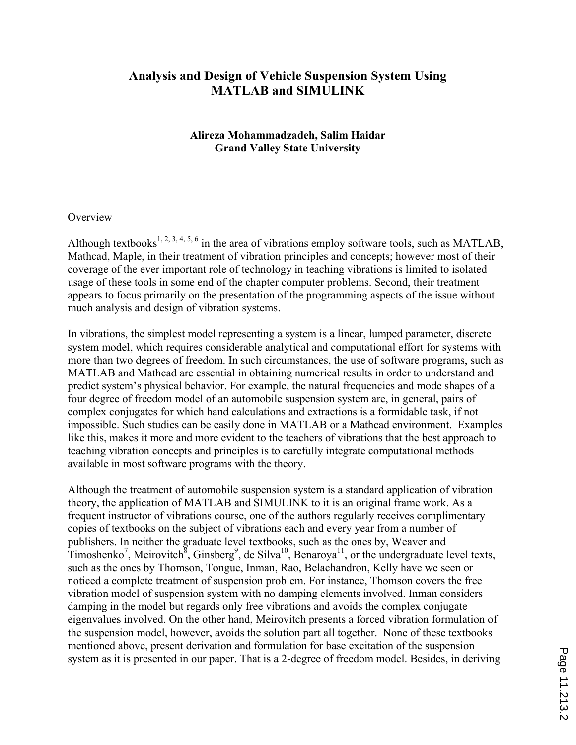# Analysis and Design of Vehicle Suspension System Using MATLAB and SIMULINK

**Alireza Mohammadzadeh, Salim Haidar**
**Grand Valley State University**

Overview

Although textbooks[1, 2, 3, 4, 5, 6] in the area of vibrations employ software tools, such as MATLAB, Mathcad, Maple, in their treatment of vibration principles and concepts; however most of their coverage of the ever important role of technology in teaching vibrations is limited to isolated usage of these tools in some end of the chapter computer problems. Second, their treatment appears to focus primarily on the presentation of the programming aspects of the issue without much analysis and design of vibration systems.

In vibrations, the simplest model representing a system is a linear, lumped parameter, discrete system model, which requires considerable analytical and computational effort for systems with more than two degrees of freedom. In such circumstances, the use of software programs, such as MATLAB and Mathcad are essential in obtaining numerical results in order to understand and predict system's physical behavior. For example, the natural frequencies and mode shapes of a four degree of freedom model of an automobile suspension system are, in general, pairs of complex conjugates for which hand calculations and extractions is a formidable task, if not impossible. Such studies can be easily done in MATLAB or a Mathcad environment. Examples like this, makes it more and more evident to the teachers of vibrations that the best approach to teaching vibration concepts and principles is to carefully integrate computational methods available in most software programs with the theory.

Although the treatment of automobile suspension system is a standard application of vibration theory, the application of MATLAB and SIMULINK to it is an original frame work. As a frequent instructor of vibrations course, one of the authors regularly receives complimentary copies of textbooks on the subject of vibrations each and every year from a number of publishers. In neither the graduate level textbooks, such as the ones by, Weaver and Timoshenko[7], Meirovitch[8], Ginsberg[9], de Silva[10], Benaroya[11], or the undergraduate level texts, such as the ones by Thomson, Tongue, Inman, Rao, Belachandron, Kelly have we seen or noticed a complete treatment of suspension problem. For instance, Thomson covers the free vibration model of suspension system with no damping elements involved. Inman considers damping in the model but regards only free vibrations and avoids the complex conjugate eigenvalues involved. On the other hand, Meirovitch presents a forced vibration formulation of the suspension model, however, avoids the solution part all together. None of these textbooks mentioned above, present derivation and formulation for base excitation of the suspension system as it is presented in our paper. That is a 2-degree of freedom model. Besides, in deriving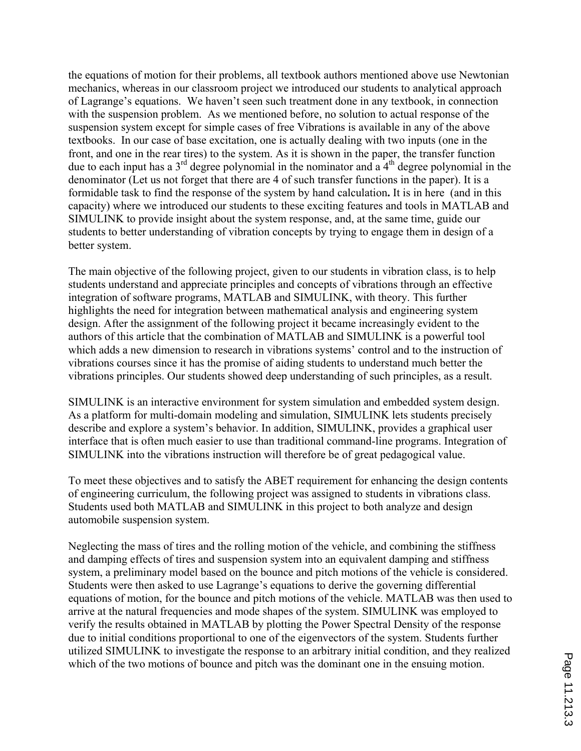the equations of motion for their problems, all textbook authors mentioned above use Newtonian mechanics, whereas in our classroom project we introduced our students to analytical approach of Lagrange's equations. We haven't seen such treatment done in any textbook, in connection with the suspension problem. As we mentioned before, no solution to actual response of the suspension system except for simple cases of free Vibrations is available in any of the above textbooks. In our case of base excitation, one is actually dealing with two inputs (one in the front, and one in the rear tires) to the system. As it is shown in the paper, the transfer function due to each input has a 3rd degree polynomial in the nominator and a 4th degree polynomial in the denominator (Let us not forget that there are 4 of such transfer functions in the paper). It is a formidable task to find the response of the system by hand calculation**.** It is in here (and in this capacity) where we introduced our students to these exciting features and tools in MATLAB and SIMULINK to provide insight about the system response, and, at the same time, guide our students to better understanding of vibration concepts by trying to engage them in design of a better system.

The main objective of the following project, given to our students in vibration class, is to help students understand and appreciate principles and concepts of vibrations through an effective integration of software programs, MATLAB and SIMULINK, with theory. This further highlights the need for integration between mathematical analysis and engineering system design. After the assignment of the following project it became increasingly evident to the authors of this article that the combination of MATLAB and SIMULINK is a powerful tool which adds a new dimension to research in vibrations systems' control and to the instruction of vibrations courses since it has the promise of aiding students to understand much better the vibrations principles. Our students showed deep understanding of such principles, as a result.

SIMULINK is an interactive environment for system simulation and embedded system design. As a platform for multi-domain modeling and simulation, SIMULINK lets students precisely describe and explore a system's behavior. In addition, SIMULINK, provides a graphical user interface that is often much easier to use than traditional command-line programs. Integration of SIMULINK into the vibrations instruction will therefore be of great pedagogical value.

To meet these objectives and to satisfy the ABET requirement for enhancing the design contents of engineering curriculum, the following project was assigned to students in vibrations class. Students used both MATLAB and SIMULINK in this project to both analyze and design automobile suspension system.

Neglecting the mass of tires and the rolling motion of the vehicle, and combining the stiffness and damping effects of tires and suspension system into an equivalent damping and stiffness system, a preliminary model based on the bounce and pitch motions of the vehicle is considered. Students were then asked to use Lagrange's equations to derive the governing differential equations of motion, for the bounce and pitch motions of the vehicle. MATLAB was then used to arrive at the natural frequencies and mode shapes of the system. SIMULINK was employed to verify the results obtained in MATLAB by plotting the Power Spectral Density of the response due to initial conditions proportional to one of the eigenvectors of the system. Students further utilized SIMULINK to investigate the response to an arbitrary initial condition, and they realized which of the two motions of bounce and pitch was the dominant one in the ensuing motion.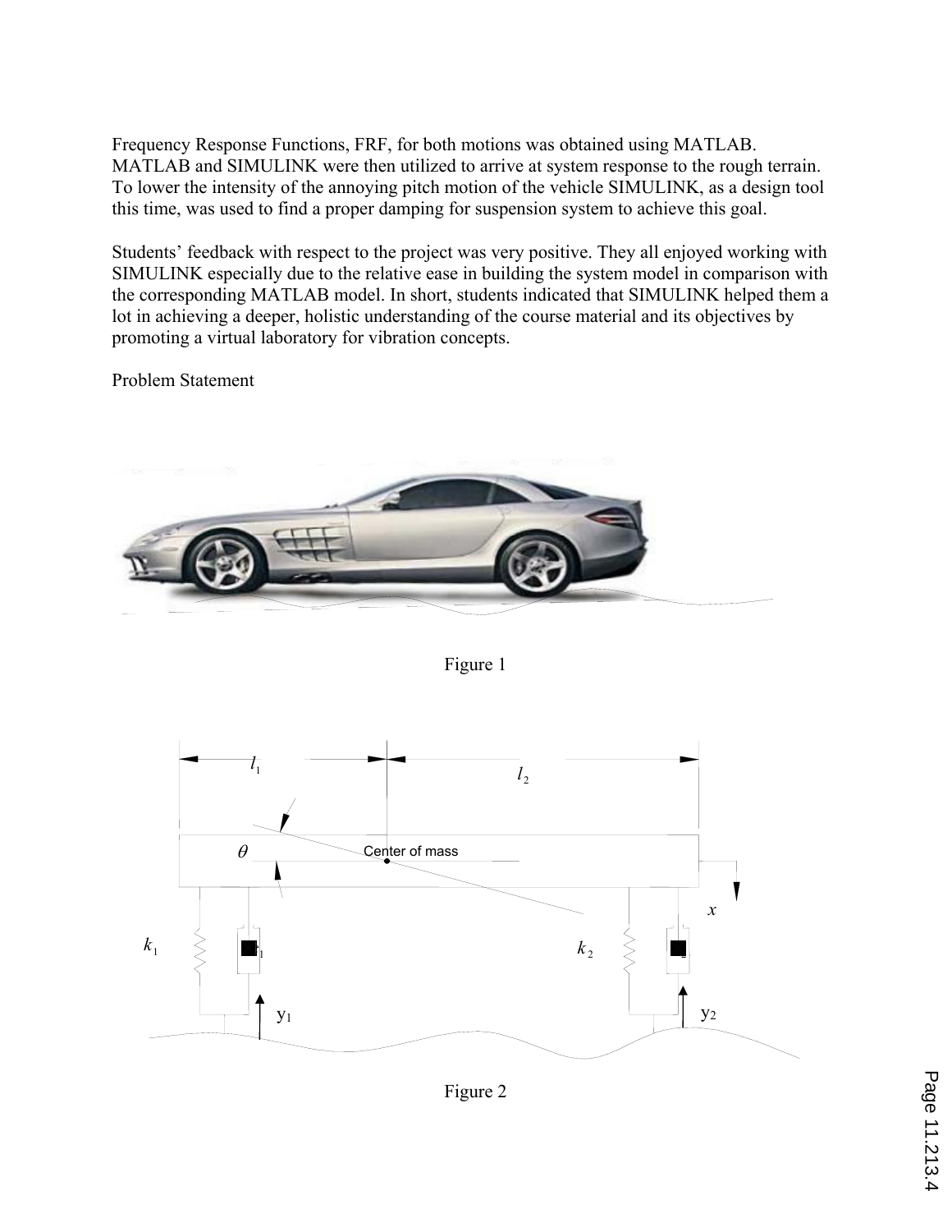Frequency Response Functions, FRF, for both motions was obtained using MATLAB. MATLAB and SIMULINK were then utilized to arrive at system response to the rough terrain. To lower the intensity of the annoying pitch motion of the vehicle SIMULINK, as a design tool this time, was used to find a proper damping for suspension system to achieve this goal.

Students' feedback with respect to the project was very positive. They all enjoyed working with SIMULINK especially due to the relative ease in building the system model in comparison with the corresponding MATLAB model. In short, students indicated that SIMULINK helped them a lot in achieving a deeper, holistic understanding of the course material and its objectives by promoting a virtual laboratory for vibration concepts.

Problem Statement

Figure 1

Figure 2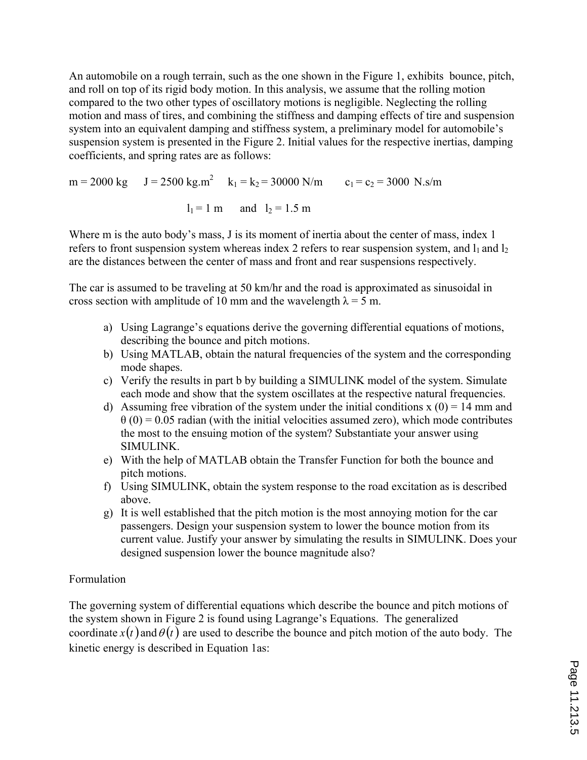An automobile on a rough terrain, such as the one shown in the Figure 1, exhibits bounce, pitch, and roll on top of its rigid body motion. In this analysis, we assume that the rolling motion compared to the two other types of oscillatory motions is negligible. Neglecting the rolling motion and mass of tires, and combining the stiffness and damping effects of tire and suspension system into an equivalent damping and stiffness system, a preliminary model for automobile's suspension system is presented in the Figure 2. Initial values for the respective inertias, damping coefficients, and spring rates are as follows:

$m = 2000$ kg $\quad J = 2500$ kg.m$^2$ $\quad k_1 = k_2 = 30000$ N/m $\quad c_1 = c_2 = 3000$ N.s/m

$l_1 = 1$ m and $l_2 = 1.5$ m

Where m is the auto body's mass, J is its moment of inertia about the center of mass, index 1 refers to front suspension system whereas index 2 refers to rear suspension system, and $l_1$ and $l_2$ are the distances between the center of mass and front and rear suspensions respectively.

The car is assumed to be traveling at 50 km/hr and the road is approximated as sinusoidal in cross section with amplitude of 10 mm and the wavelength $\lambda = 5$ m.

a) Using Lagrange's equations derive the governing differential equations of motions, describing the bounce and pitch motions.
b) Using MATLAB, obtain the natural frequencies of the system and the corresponding mode shapes.
c) Verify the results in part b by building a SIMULINK model of the system. Simulate each mode and show that the system oscillates at the respective natural frequencies.
d) Assuming free vibration of the system under the initial conditions x (0) = 14 mm and $\theta$ (0) = 0.05 radian (with the initial velocities assumed zero), which mode contributes the most to the ensuing motion of the system? Substantiate your answer using SIMULINK.
e) With the help of MATLAB obtain the Transfer Function for both the bounce and pitch motions.
f) Using SIMULINK, obtain the system response to the road excitation as is described above.
g) It is well established that the pitch motion is the most annoying motion for the car passengers. Design your suspension system to lower the bounce motion from its current value. Justify your answer by simulating the results in SIMULINK. Does your designed suspension lower the bounce magnitude also?

Formulation

The governing system of differential equations which describe the bounce and pitch motions of the system shown in Figure 2 is found using Lagrange's Equations. The generalized coordinate $x(t)$ and $\theta(t)$ are used to describe the bounce and pitch motion of the auto body. The kinetic energy is described in Equation 1as: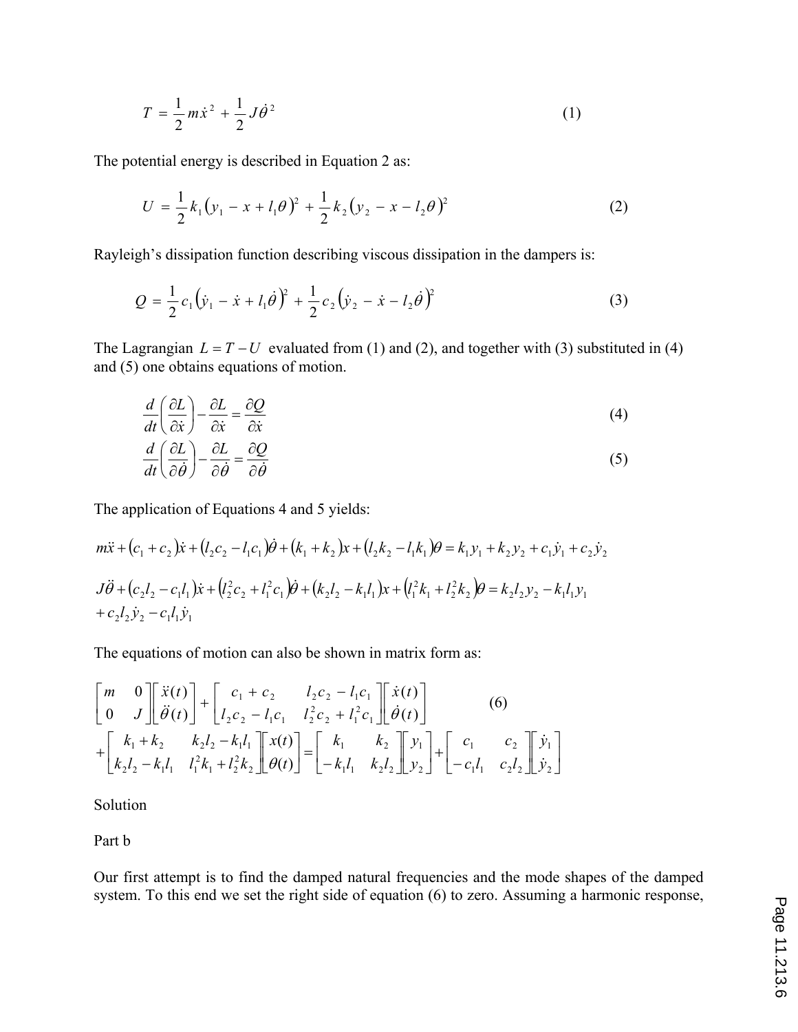$$T = \frac{1}{2}m\dot{x}^2 + \frac{1}{2}J\dot{\theta}^2 \tag{1}$$

The potential energy is described in Equation 2 as:

$$U = \frac{1}{2}k_1\left(y_1 - x + l_1\theta\right)^2 + \frac{1}{2}k_2\left(y_2 - x - l_2\theta\right)^2 \tag{2}$$

Rayleigh's dissipation function describing viscous dissipation in the dampers is:

$$Q = \frac{1}{2}c_1\left(\dot{y}_1 - \dot{x} + l_1\dot{\theta}\right)^2 + \frac{1}{2}c_2\left(\dot{y}_2 - \dot{x} - l_2\dot{\theta}\right)^2 \tag{3}$$

The Lagrangian $L = T - U$ evaluated from (1) and (2), and together with (3) substituted in (4) and (5) one obtains equations of motion.

$$\frac{d}{dt}\left(\frac{\partial L}{\partial \dot{x}}\right) - \frac{\partial L}{\partial \dot{x}} = \frac{\partial Q}{\partial \dot{x}} \tag{4}$$

$$\frac{d}{dt}\left(\frac{\partial L}{\partial \dot{\theta}}\right) - \frac{\partial L}{\partial \dot{\theta}} = \frac{\partial Q}{\partial \dot{\theta}} \tag{5}$$

The application of Equations 4 and 5 yields:

$$m\ddot{x} + (c_1 + c_2)\dot{x} + (l_2c_2 - l_1c_1)\dot{\theta} + (k_1 + k_2)x + (l_2k_2 - l_1k_1)\theta = k_1y_1 + k_2y_2 + c_1\dot{y}_1 + c_2\dot{y}_2$$

$$J\ddot{\theta} + (c_2l_2 - c_1l_1)\dot{x} + (l_2^2c_2 + l_1^2c_1)\dot{\theta} + (k_2l_2 - k_1l_1)x + (l_1^2k_1 + l_2^2k_2)\theta = k_2l_2y_2 - k_1l_1y_1 + c_2l_2\dot{y}_2 - c_1l_1\dot{y}_1$$

The equations of motion can also be shown in matrix form as:

$$\begin{bmatrix} m & 0 \\ 0 & J \end{bmatrix}\begin{bmatrix} \ddot{x}(t) \\ \ddot{\theta}(t) \end{bmatrix} + \begin{bmatrix} c_1 + c_2 & l_2c_2 - l_1c_1 \\ l_2c_2 - l_1c_1 & l_2^2c_2 + l_1^2c_1 \end{bmatrix}\begin{bmatrix} \dot{x}(t) \\ \dot{\theta}(t) \end{bmatrix} + \begin{bmatrix} k_1 + k_2 & k_2l_2 - k_1l_1 \\ k_2l_2 - k_1l_1 & l_1^2k_1 + l_2^2k_2 \end{bmatrix}\begin{bmatrix} x(t) \\ \theta(t) \end{bmatrix} = \begin{bmatrix} k_1 & k_2 \\ -k_1l_1 & k_2l_2 \end{bmatrix}\begin{bmatrix} y_1 \\ y_2 \end{bmatrix} + \begin{bmatrix} c_1 & c_2 \\ -c_1l_1 & c_2l_2 \end{bmatrix}\begin{bmatrix} \dot{y}_1 \\ \dot{y}_2 \end{bmatrix} \tag{6}$$

Solution

Part b

Our first attempt is to find the damped natural frequencies and the mode shapes of the damped system. To this end we set the right side of equation (6) to zero. Assuming a harmonic response,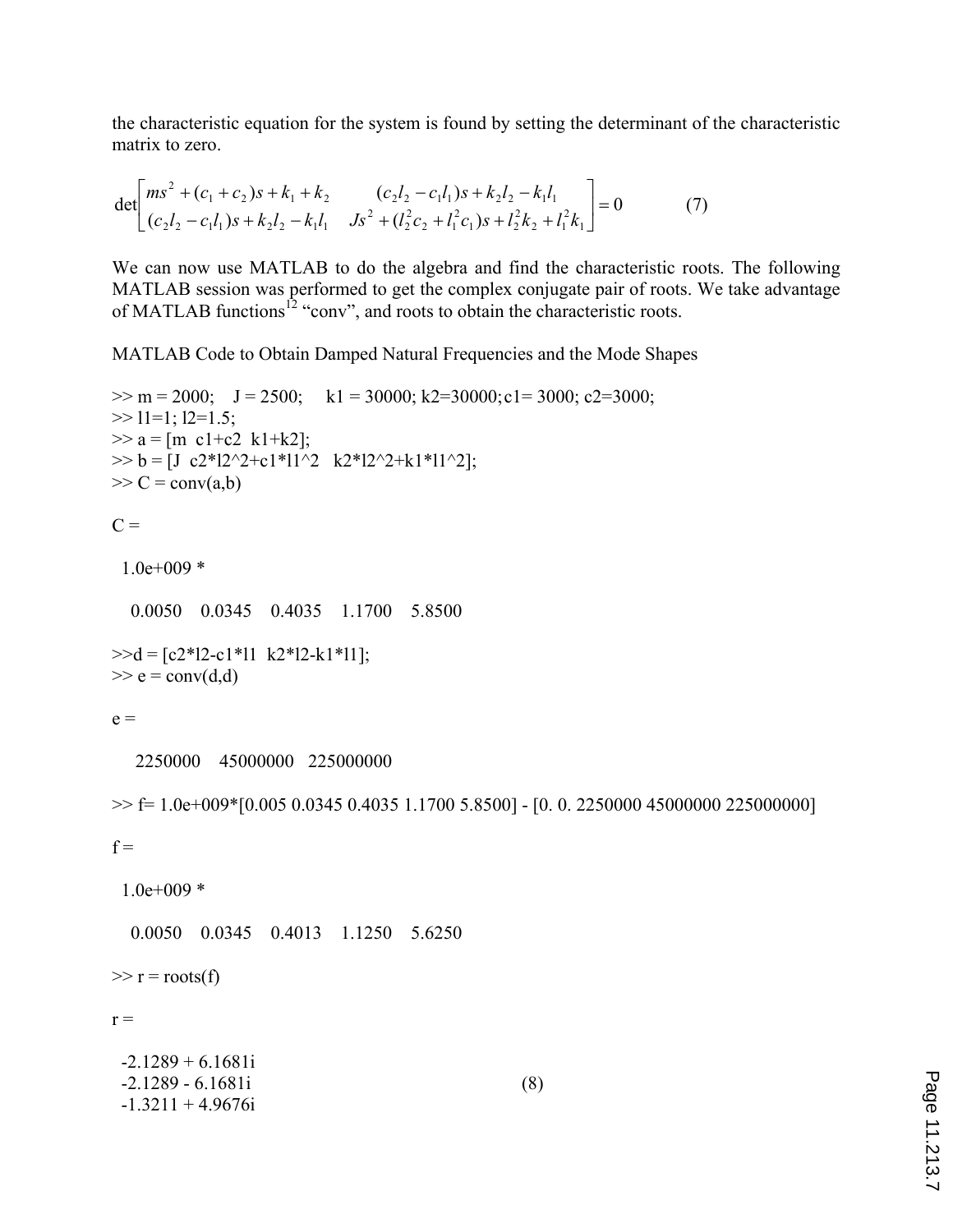the characteristic equation for the system is found by setting the determinant of the characteristic matrix to zero.

$$\det\begin{bmatrix} ms^2+(c_1+c_2)s+k_1+k_2 & (c_2l_2-c_1l_1)s+k_2l_2-k_1l_1 \\ (c_2l_2-c_1l_1)s+k_2l_2-k_1l_1 & Js^2+(l_2^2c_2+l_1^2c_1)s+l_2^2k_2+l_1^2k_1 \end{bmatrix}=0 \qquad (7)$$

We can now use MATLAB to do the algebra and find the characteristic roots. The following MATLAB session was performed to get the complex conjugate pair of roots. We take advantage of MATLAB functions[12] "conv", and roots to obtain the characteristic roots.

MATLAB Code to Obtain Damped Natural Frequencies and the Mode Shapes

```
>> m = 2000;    J = 2500;     k1 = 30000; k2=30000; c1= 3000; c2=3000;
>> l1=1; l2=1.5;
>> a = [m  c1+c2  k1+k2];
>> b = [J  c2*l2^2+c1*l1^2   k2*l2^2+k1*l1^2];
>> C = conv(a,b)

C =

  1.0e+009 *

    0.0050    0.0345    0.4035    1.1700    5.8500

>>d = [c2*l2-c1*l1  k2*l2-k1*l1];
>> e = conv(d,d)

e =

     2250000    45000000   225000000

>> f= 1.0e+009*[0.005 0.0345 0.4035 1.1700 5.8500] - [0. 0. 2250000 45000000 225000000]

f =

  1.0e+009 *

    0.0050    0.0345    0.4013    1.1250    5.6250

>> r = roots(f)

r =

  -2.1289 + 6.1681i
  -2.1289 - 6.1681i                                          (8)
  -1.3211 + 4.9676i
```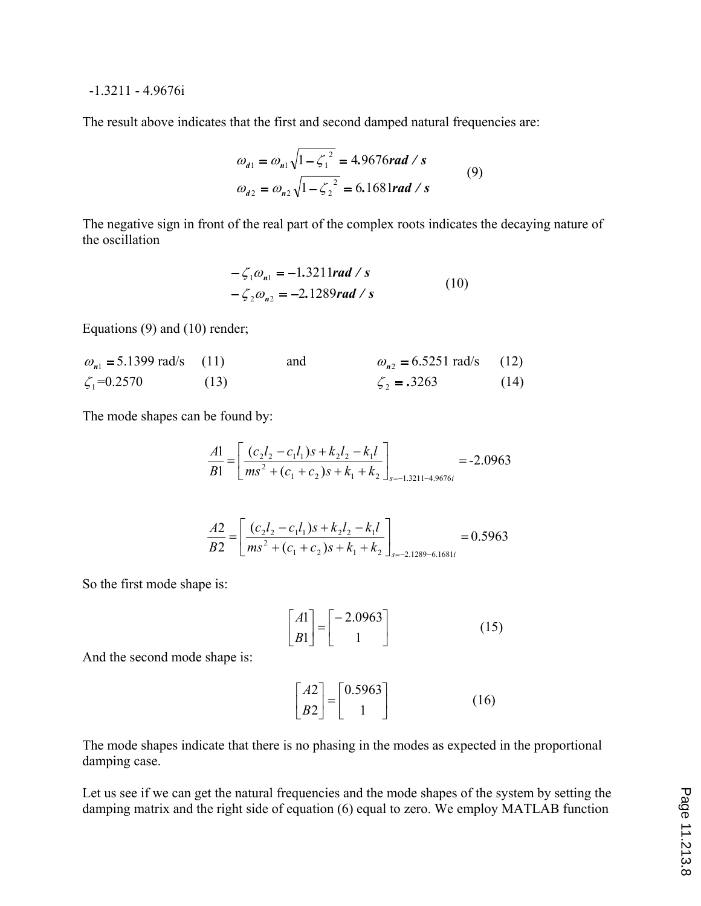-1.3211 - 4.9676i

The result above indicates that the first and second damped natural frequencies are:

$$\begin{aligned} \omega_{d1} &= \omega_{n1}\sqrt{1-\zeta_1^{\,2}} = 4.9676\,\boldsymbol{rad/s} \\ \omega_{d2} &= \omega_{n2}\sqrt{1-\zeta_2^{\,2}} = 6.1681\,\boldsymbol{rad/s} \end{aligned} \tag{9}$$

The negative sign in front of the real part of the complex roots indicates the decaying nature of the oscillation

$$\begin{aligned} -\zeta_1\omega_{n1} &= -1.3211\,\boldsymbol{rad/s} \\ -\zeta_2\omega_{n2} &= -2.1289\,\boldsymbol{rad/s} \end{aligned} \tag{10}$$

Equations (9) and (10) render;

$\omega_{n1} = 5.1399$ rad/s (11) and $\omega_{n2} = 6.5251$ rad/s (12)

$\zeta_1 = 0.2570$ (13) $\zeta_2 = .3263$ (14)

The mode shapes can be found by:

$$\frac{A1}{B1} = \left[\frac{(c_2 l_2 - c_1 l_1)s + k_2 l_2 - k_1 l}{ms^2 + (c_1 + c_2)s + k_1 + k_2}\right]_{s=-1.3211-4.9676i} = \text{-}2.0963$$

$$\frac{A2}{B2} = \left[\frac{(c_2 l_2 - c_1 l_1)s + k_2 l_2 - k_1 l}{ms^2 + (c_1 + c_2)s + k_1 + k_2}\right]_{s=-2.1289-6.1681i} = 0.5963$$

So the first mode shape is:

$$\begin{bmatrix} A1 \\ B1 \end{bmatrix} = \begin{bmatrix} -2.0963 \\ 1 \end{bmatrix} \tag{15}$$

And the second mode shape is:

$$\begin{bmatrix} A2 \\ B2 \end{bmatrix} = \begin{bmatrix} 0.5963 \\ 1 \end{bmatrix} \tag{16}$$

The mode shapes indicate that there is no phasing in the modes as expected in the proportional damping case.

Let us see if we can get the natural frequencies and the mode shapes of the system by setting the damping matrix and the right side of equation (6) equal to zero. We employ MATLAB function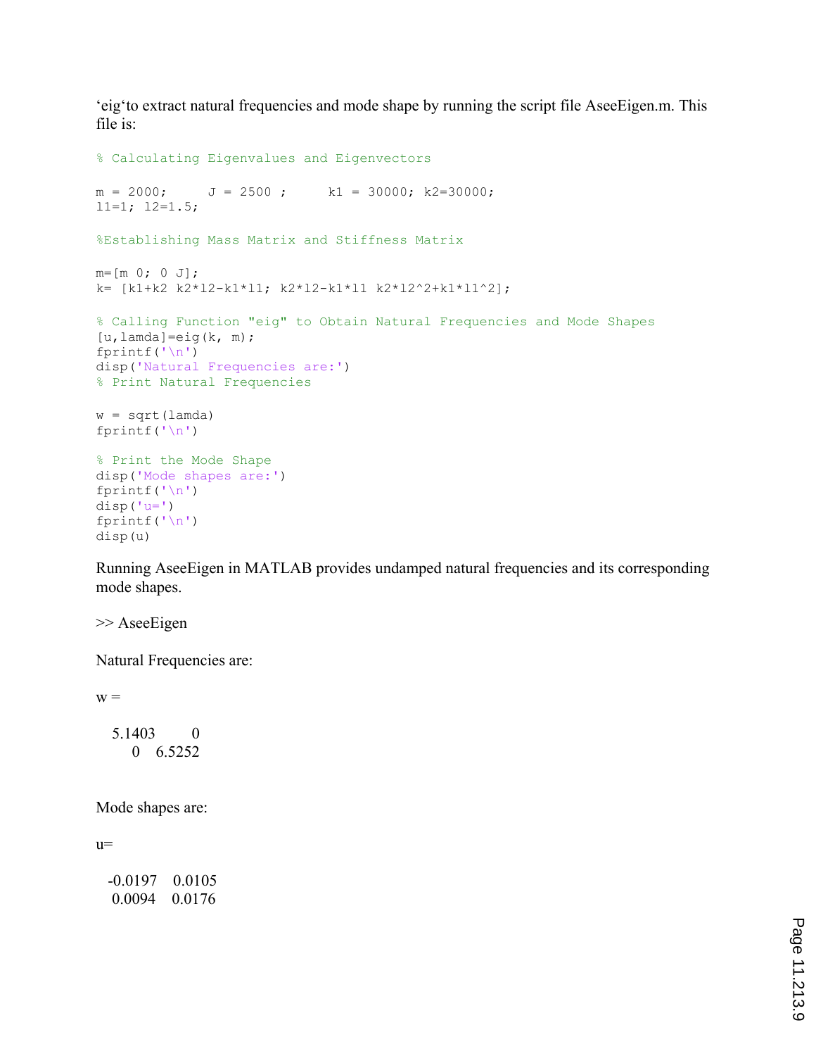‘eig‘to extract natural frequencies and mode shape by running the script file AseeEigen.m. This file is:

```
% Calculating Eigenvalues and Eigenvectors

m = 2000;     J = 2500 ;     k1 = 30000; k2=30000;
l1=1; l2=1.5;

%Establishing Mass Matrix and Stiffness Matrix

m=[m 0; 0 J];
k= [k1+k2 k2*l2-k1*l1; k2*l2-k1*l1 k2*l2^2+k1*l1^2];

% Calling Function "eig" to Obtain Natural Frequencies and Mode Shapes
[u,lamda]=eig(k, m);
fprintf('\n')
disp('Natural Frequencies are:')
% Print Natural Frequencies

w = sqrt(lamda)
fprintf('\n')

% Print the Mode Shape
disp('Mode shapes are:')
fprintf('\n')
disp('u=')
fprintf('\n')
disp(u)
```

Running AseeEigen in MATLAB provides undamped natural frequencies and its corresponding mode shapes.

```
>> AseeEigen

Natural Frequencies are:

w =

    5.1403         0
         0    6.5252


Mode shapes are:

u=

   -0.0197    0.0105
    0.0094    0.0176
```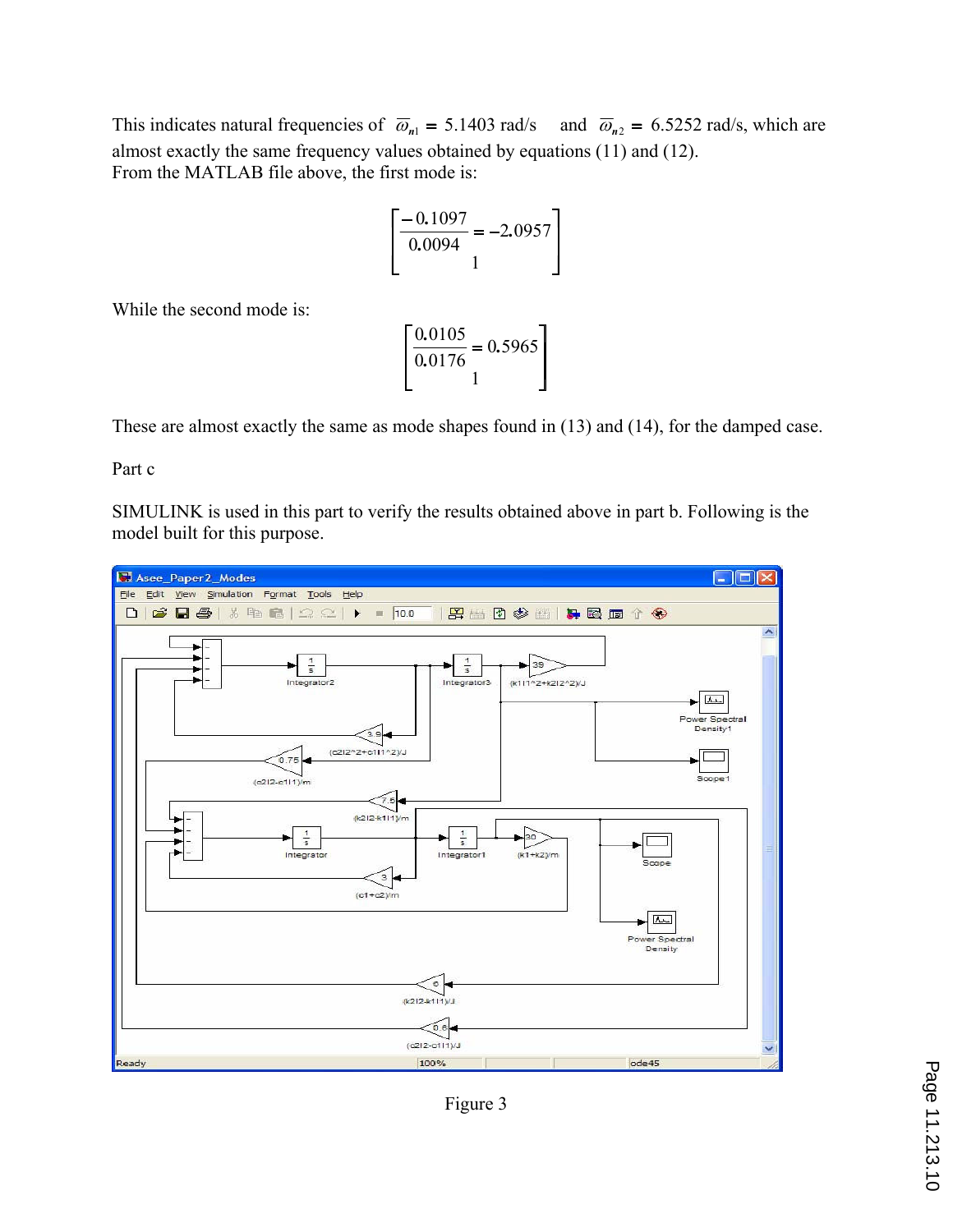This indicates natural frequencies of $\overline{\omega}_{n1} = 5.1403$ rad/s and $\overline{\omega}_{n2} = 6.5252$ rad/s, which are almost exactly the same frequency values obtained by equations (11) and (12).

From the MATLAB file above, the first mode is:

$$\begin{bmatrix} \dfrac{-0.1097}{0.0094} = -2.0957 \\ 1 \end{bmatrix}$$

While the second mode is:

$$\begin{bmatrix} \dfrac{0.0105}{0.0176} = 0.5965 \\ 1 \end{bmatrix}$$

These are almost exactly the same as mode shapes found in (13) and (14), for the damped case.

Part c

SIMULINK is used in this part to verify the results obtained above in part b. Following is the model built for this purpose.

Figure 3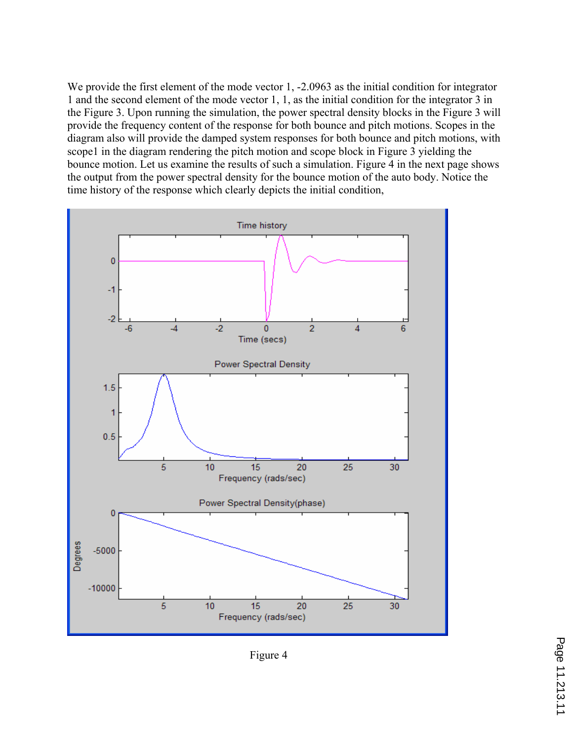We provide the first element of the mode vector 1, -2.0963 as the initial condition for integrator 1 and the second element of the mode vector 1, 1, as the initial condition for the integrator 3 in the Figure 3. Upon running the simulation, the power spectral density blocks in the Figure 3 will provide the frequency content of the response for both bounce and pitch motions. Scopes in the diagram also will provide the damped system responses for both bounce and pitch motions, with scope1 in the diagram rendering the pitch motion and scope block in Figure 3 yielding the bounce motion. Let us examine the results of such a simulation. Figure 4 in the next page shows the output from the power spectral density for the bounce motion of the auto body. Notice the time history of the response which clearly depicts the initial condition,

Figure 4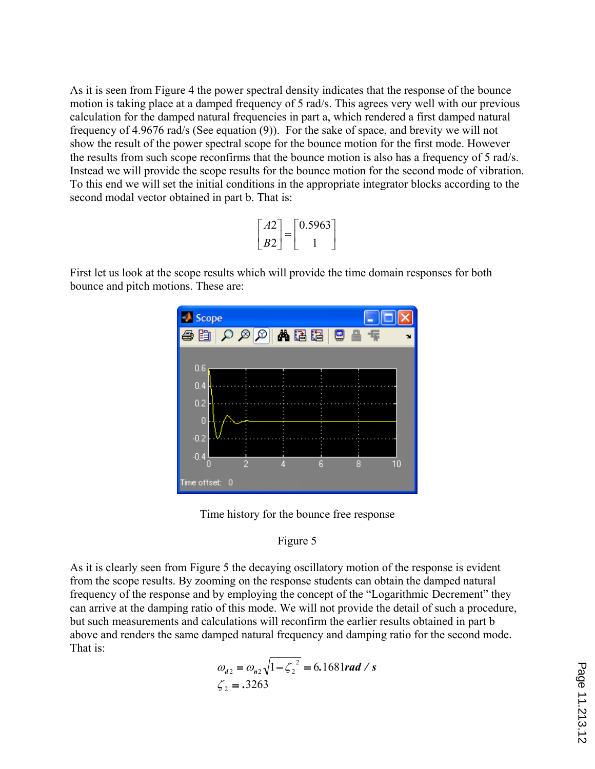As it is seen from Figure 4 the power spectral density indicates that the response of the bounce motion is taking place at a damped frequency of 5 rad/s. This agrees very well with our previous calculation for the damped natural frequencies in part a, which rendered a first damped natural frequency of 4.9676 rad/s (See equation (9)). For the sake of space, and brevity we will not show the result of the power spectral scope for the bounce motion for the first mode. However the results from such scope reconfirms that the bounce motion is also has a frequency of 5 rad/s. Instead we will provide the scope results for the bounce motion for the second mode of vibration. To this end we will set the initial conditions in the appropriate integrator blocks according to the second modal vector obtained in part b. That is:

$$\begin{bmatrix} A2 \\ B2 \end{bmatrix} = \begin{bmatrix} 0.5963 \\ 1 \end{bmatrix}$$

First let us look at the scope results which will provide the time domain responses for both bounce and pitch motions. These are:

Time history for the bounce free response

Figure 5

As it is clearly seen from Figure 5 the decaying oscillatory motion of the response is evident from the scope results. By zooming on the response students can obtain the damped natural frequency of the response and by employing the concept of the "Logarithmic Decrement" they can arrive at the damping ratio of this mode. We will not provide the detail of such a procedure, but such measurements and calculations will reconfirm the earlier results obtained in part b above and renders the same damped natural frequency and damping ratio for the second mode. That is:

$$\omega_{d2} = \omega_{n2}\sqrt{1-\zeta_2^{\,2}} = 6.1681 \boldsymbol{rad/s}$$

$$\zeta_2 = .3263$$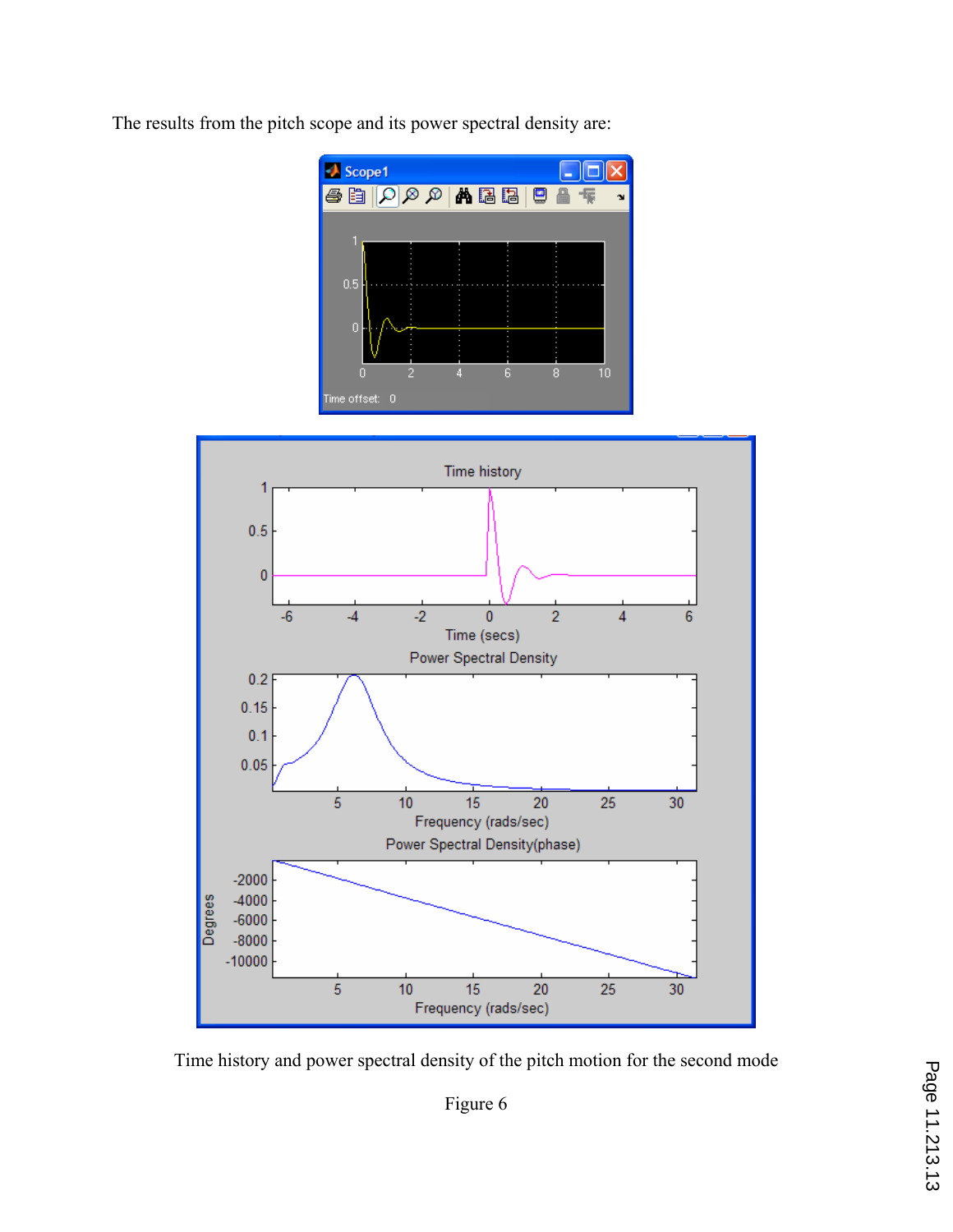The results from the pitch scope and its power spectral density are:

Time history and power spectral density of the pitch motion for the second mode

Figure 6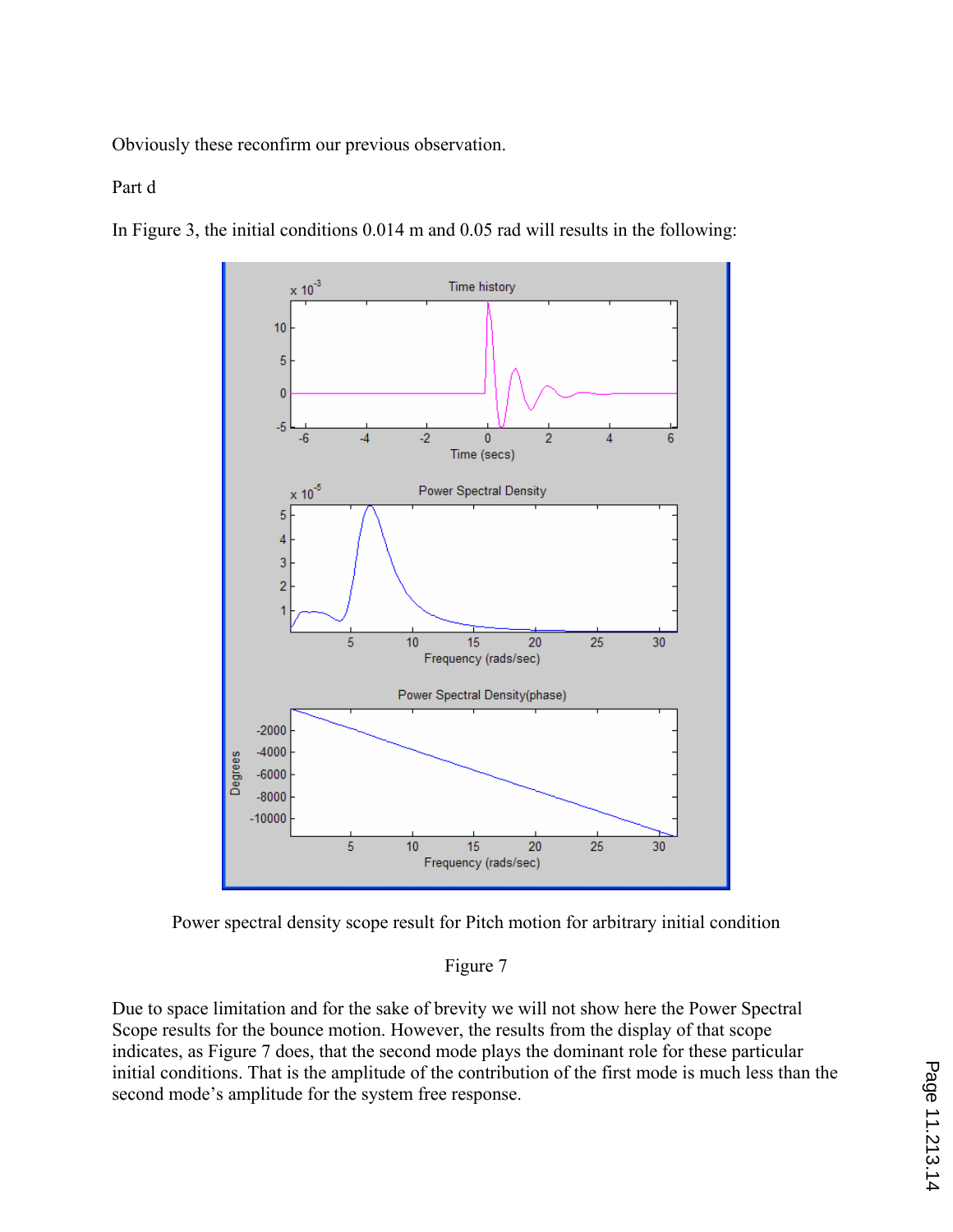Obviously these reconfirm our previous observation.

Part d

In Figure 3, the initial conditions 0.014 m and 0.05 rad will results in the following:

Power spectral density scope result for Pitch motion for arbitrary initial condition

Figure 7

Due to space limitation and for the sake of brevity we will not show here the Power Spectral Scope results for the bounce motion. However, the results from the display of that scope indicates, as Figure 7 does, that the second mode plays the dominant role for these particular initial conditions. That is the amplitude of the contribution of the first mode is much less than the second mode's amplitude for the system free response.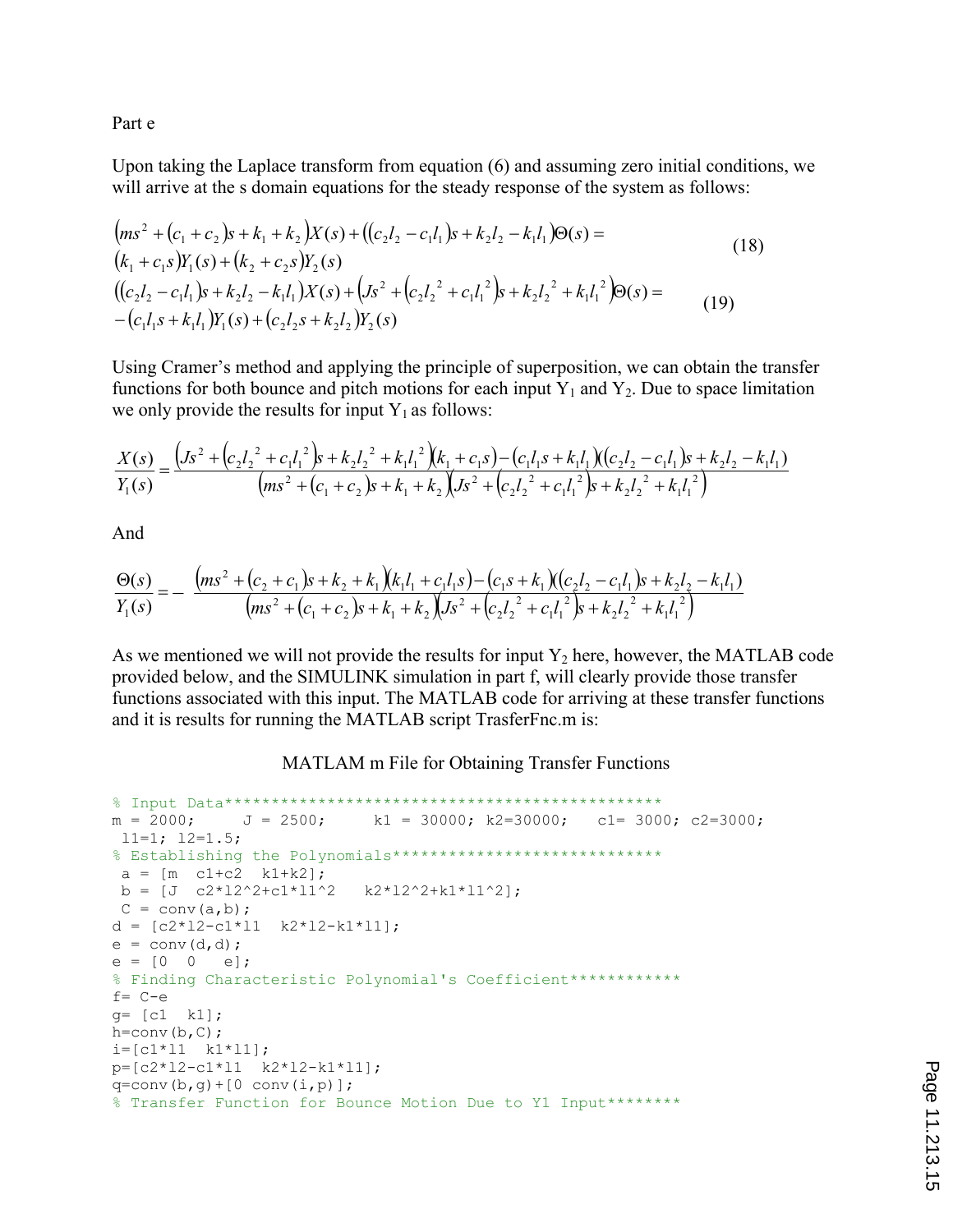Part e

Upon taking the Laplace transform from equation (6) and assuming zero initial conditions, we will arrive at the s domain equations for the steady response of the system as follows:

$$\left(ms^2+(c_1+c_2)s+k_1+k_2\right)X(s)+\left((c_2l_2-c_1l_1)s+k_2l_2-k_1l_1\right)\Theta(s)=\left(k_1+c_1s\right)Y_1(s)+\left(k_2+c_2s\right)Y_2(s) \tag{18}$$

$$\left((c_2l_2-c_1l_1)s+k_2l_2-k_1l_1\right)X(s)+\left(Js^2+\left(c_2{l_2}^2+c_1{l_1}^2\right)s+k_2{l_2}^2+k_1{l_1}^2\right)\Theta(s)=-\left(c_1l_1s+k_1l_1\right)Y_1(s)+\left(c_2l_2s+k_2l_2\right)Y_2(s) \tag{19}$$

Using Cramer's method and applying the principle of superposition, we can obtain the transfer functions for both bounce and pitch motions for each input $Y_1$ and $Y_2$. Due to space limitation we only provide the results for input $Y_1$ as follows:

$$\frac{X(s)}{Y_1(s)}=\frac{\left(Js^2+\left(c_2{l_2}^2+c_1{l_1}^2\right)s+k_2{l_2}^2+k_1{l_1}^2\right)\left(k_1+c_1s\right)-\left(c_1l_1s+k_1l_1\right)\left((c_2l_2-c_1l_1)s+k_2l_2-k_1l_1\right)}{\left(ms^2+(c_1+c_2)s+k_1+k_2\right)\left(Js^2+\left(c_2{l_2}^2+c_1{l_1}^2\right)s+k_2{l_2}^2+k_1{l_1}^2\right)}$$

And

$$\frac{\Theta(s)}{Y_1(s)}=-\frac{\left(ms^2+(c_2+c_1)s+k_2+k_1\right)\left(k_1l_1+c_1l_1s\right)-\left(c_1s+k_1\right)\left((c_2l_2-c_1l_1)s+k_2l_2-k_1l_1\right)}{\left(ms^2+(c_1+c_2)s+k_1+k_2\right)\left(Js^2+\left(c_2{l_2}^2+c_1{l_1}^2\right)s+k_2{l_2}^2+k_1{l_1}^2\right)}$$

As we mentioned we will not provide the results for input $Y_2$ here, however, the MATLAB code provided below, and the SIMULINK simulation in part f, will clearly provide those transfer functions associated with this input. The MATLAB code for arriving at these transfer functions and it is results for running the MATLAB script TrasferFnc.m is:

MATLAM m File for Obtaining Transfer Functions

```
% Input Data**********************************************
m = 2000;     J = 2500;     k1 = 30000; k2=30000;   c1= 3000; c2=3000;
 l1=1; l2=1.5;
% Establishing the Polynomials*****************************
 a = [m  c1+c2  k1+k2];
 b = [J  c2*l2^2+c1*l1^2   k2*l2^2+k1*l1^2];
 C = conv(a,b);
d = [c2*l2-c1*l1  k2*l2-k1*l1];
e = conv(d,d);
e = [0  0   e];
% Finding Characteristic Polynomial's Coefficient************
f= C-e
g= [c1  k1];
h=conv(b,C);
i=[c1*l1  k1*l1];
p=[c2*l2-c1*l1  k2*l2-k1*l1];
q=conv(b,g)+[0 conv(i,p)];
% Transfer Function for Bounce Motion Due to Y1 Input********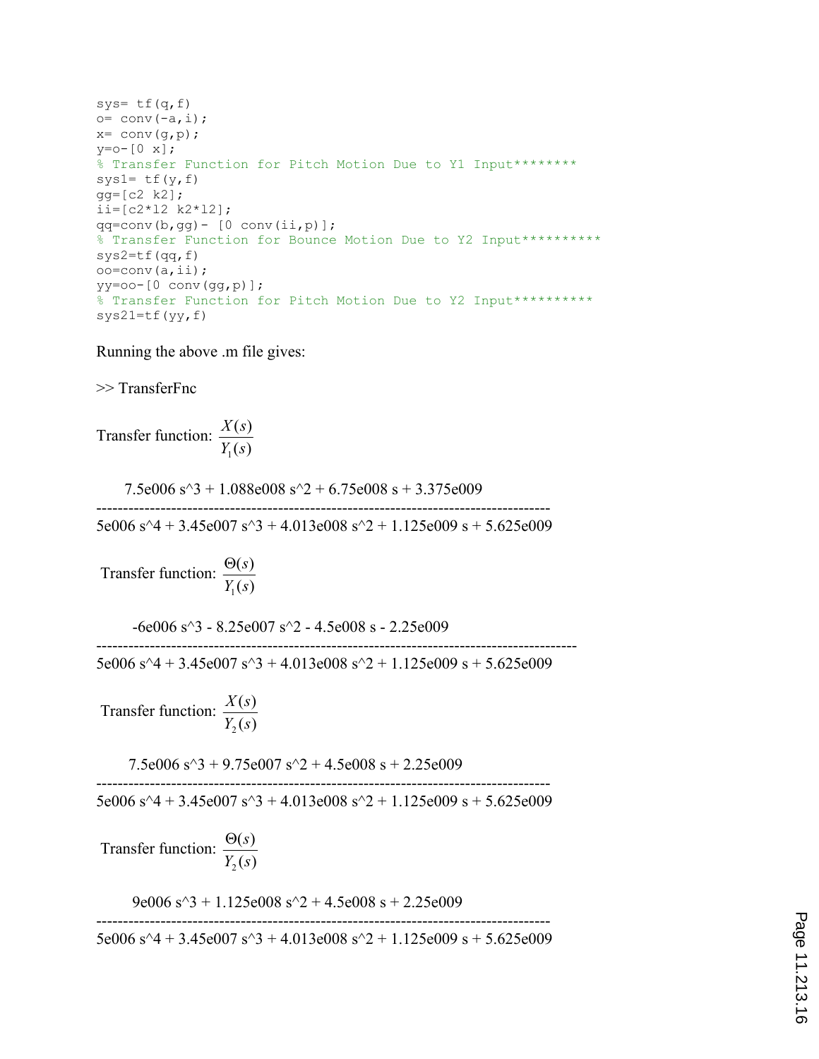```
sys= tf(q,f)
o= conv(-a,i);
x= conv(g,p);
y=o-[0 x];
% Transfer Function for Pitch Motion Due to Y1 Input********
sys1= tf(y,f)
gg=[c2 k2];
ii=[c2*l2 k2*l2];
qq=conv(b,gg)- [0 conv(ii,p)];
% Transfer Function for Bounce Motion Due to Y2 Input**********
sys2=tf(qq,f)
oo=conv(a,ii);
yy=oo-[0 conv(gg,p)];
% Transfer Function for Pitch Motion Due to Y2 Input**********
sys21=tf(yy,f)
```

Running the above .m file gives:

>> TransferFnc

Transfer function: $\dfrac{X(s)}{Y_1(s)}$

```
      7.5e006 s^3 + 1.088e008 s^2 + 6.75e008 s + 3.375e009
-------------------------------------------------------------------
5e006 s^4 + 3.45e007 s^3 + 4.013e008 s^2 + 1.125e009 s + 5.625e009
```

Transfer function: $\dfrac{\Theta(s)}{Y_1(s)}$

```
      -6e006 s^3 - 8.25e007 s^2 - 4.5e008 s - 2.25e009
-------------------------------------------------------------------
5e006 s^4 + 3.45e007 s^3 + 4.013e008 s^2 + 1.125e009 s + 5.625e009
```

Transfer function: $\dfrac{X(s)}{Y_2(s)}$

```
      7.5e006 s^3 + 9.75e007 s^2 + 4.5e008 s + 2.25e009
-------------------------------------------------------------------
5e006 s^4 + 3.45e007 s^3 + 4.013e008 s^2 + 1.125e009 s + 5.625e009
```

Transfer function: $\dfrac{\Theta(s)}{Y_2(s)}$

```
      9e006 s^3 + 1.125e008 s^2 + 4.5e008 s + 2.25e009
-------------------------------------------------------------------
5e006 s^4 + 3.45e007 s^3 + 4.013e008 s^2 + 1.125e009 s + 5.625e009
```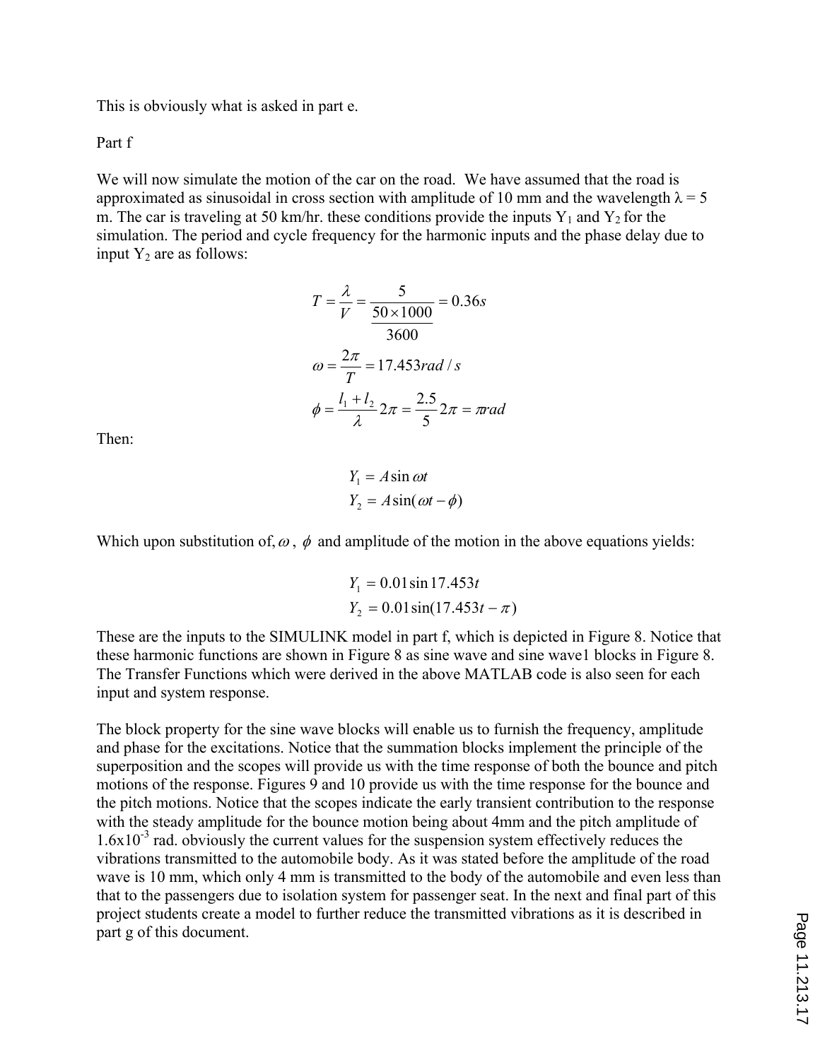This is obviously what is asked in part e.

Part f

We will now simulate the motion of the car on the road. We have assumed that the road is approximated as sinusoidal in cross section with amplitude of 10 mm and the wavelength $\lambda = 5$ m. The car is traveling at 50 km/hr. these conditions provide the inputs $Y_1$ and $Y_2$ for the simulation. The period and cycle frequency for the harmonic inputs and the phase delay due to input $Y_2$ are as follows:

$$T = \frac{\lambda}{V} = \frac{5}{\dfrac{50 \times 1000}{3600}} = 0.36s$$

$$\omega = \frac{2\pi}{T} = 17.453 rad/s$$

$$\phi = \frac{l_1 + l_2}{\lambda} 2\pi = \frac{2.5}{5} 2\pi = \pi rad$$

Then:

$$Y_1 = A \sin \omega t$$
$$Y_2 = A \sin(\omega t - \phi)$$

Which upon substitution of, $\omega$, $\phi$ and amplitude of the motion in the above equations yields:

$$Y_1 = 0.01 \sin 17.453t$$
$$Y_2 = 0.01 \sin(17.453t - \pi)$$

These are the inputs to the SIMULINK model in part f, which is depicted in Figure 8. Notice that these harmonic functions are shown in Figure 8 as sine wave and sine wave1 blocks in Figure 8. The Transfer Functions which were derived in the above MATLAB code is also seen for each input and system response.

The block property for the sine wave blocks will enable us to furnish the frequency, amplitude and phase for the excitations. Notice that the summation blocks implement the principle of the superposition and the scopes will provide us with the time response of both the bounce and pitch motions of the response. Figures 9 and 10 provide us with the time response for the bounce and the pitch motions. Notice that the scopes indicate the early transient contribution to the response with the steady amplitude for the bounce motion being about 4mm and the pitch amplitude of $1.6 \times 10^{-3}$ rad. obviously the current values for the suspension system effectively reduces the vibrations transmitted to the automobile body. As it was stated before the amplitude of the road wave is 10 mm, which only 4 mm is transmitted to the body of the automobile and even less than that to the passengers due to isolation system for passenger seat. In the next and final part of this project students create a model to further reduce the transmitted vibrations as it is described in part g of this document.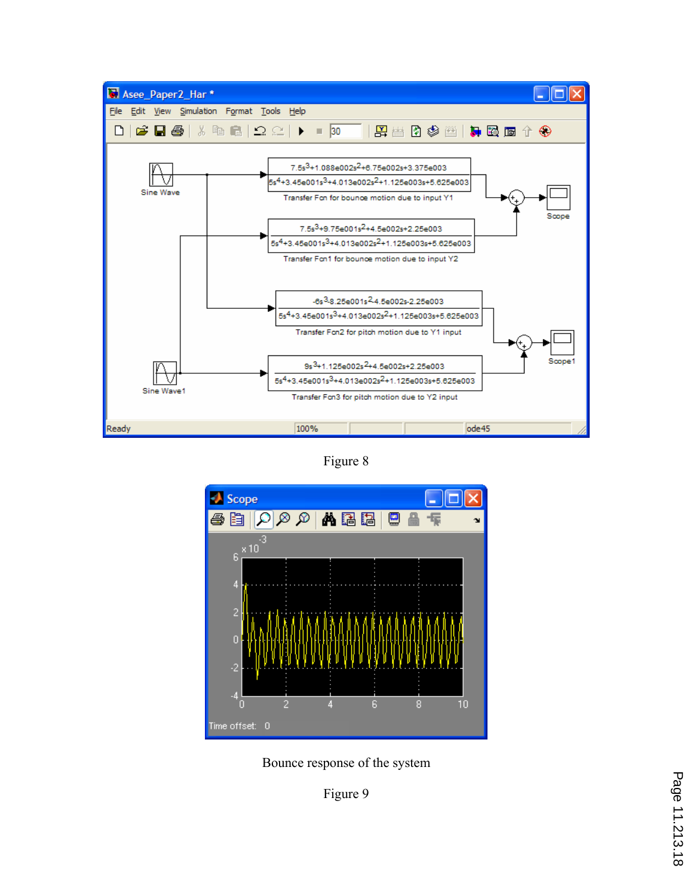Figure 8

Bounce response of the system

Figure 9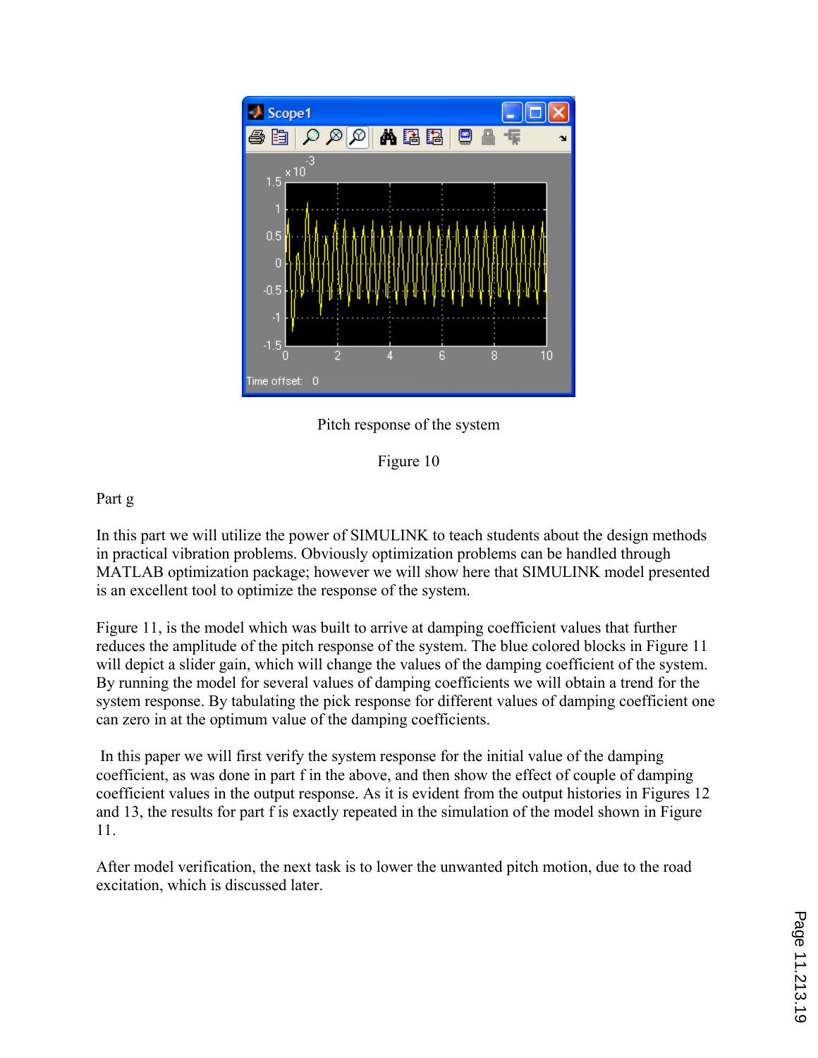Pitch response of the system

Figure 10

Part g

In this part we will utilize the power of SIMULINK to teach students about the design methods in practical vibration problems. Obviously optimization problems can be handled through MATLAB optimization package; however we will show here that SIMULINK model presented is an excellent tool to optimize the response of the system.

Figure 11, is the model which was built to arrive at damping coefficient values that further reduces the amplitude of the pitch response of the system. The blue colored blocks in Figure 11 will depict a slider gain, which will change the values of the damping coefficient of the system. By running the model for several values of damping coefficients we will obtain a trend for the system response. By tabulating the pick response for different values of damping coefficient one can zero in at the optimum value of the damping coefficients.

In this paper we will first verify the system response for the initial value of the damping coefficient, as was done in part f in the above, and then show the effect of couple of damping coefficient values in the output response. As it is evident from the output histories in Figures 12 and 13, the results for part f is exactly repeated in the simulation of the model shown in Figure 11.

After model verification, the next task is to lower the unwanted pitch motion, due to the road excitation, which is discussed later.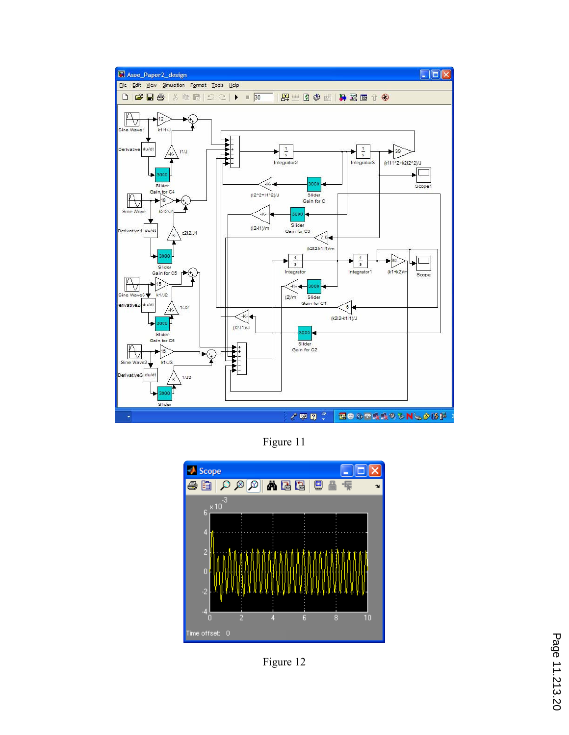Figure 11

Figure 12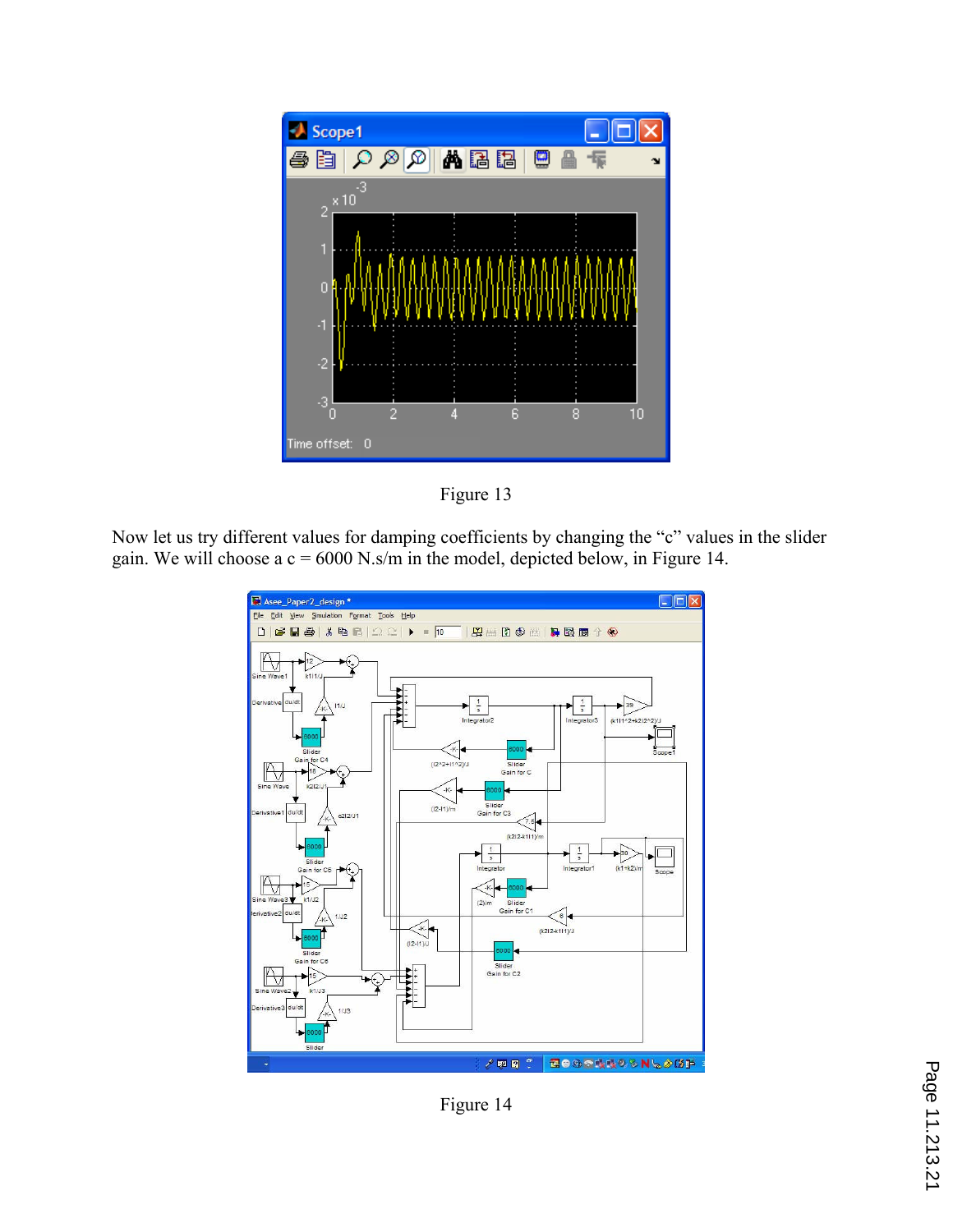Figure 13

Now let us try different values for damping coefficients by changing the "c" values in the slider gain. We will choose a c = 6000 N.s/m in the model, depicted below, in Figure 14.

Figure 14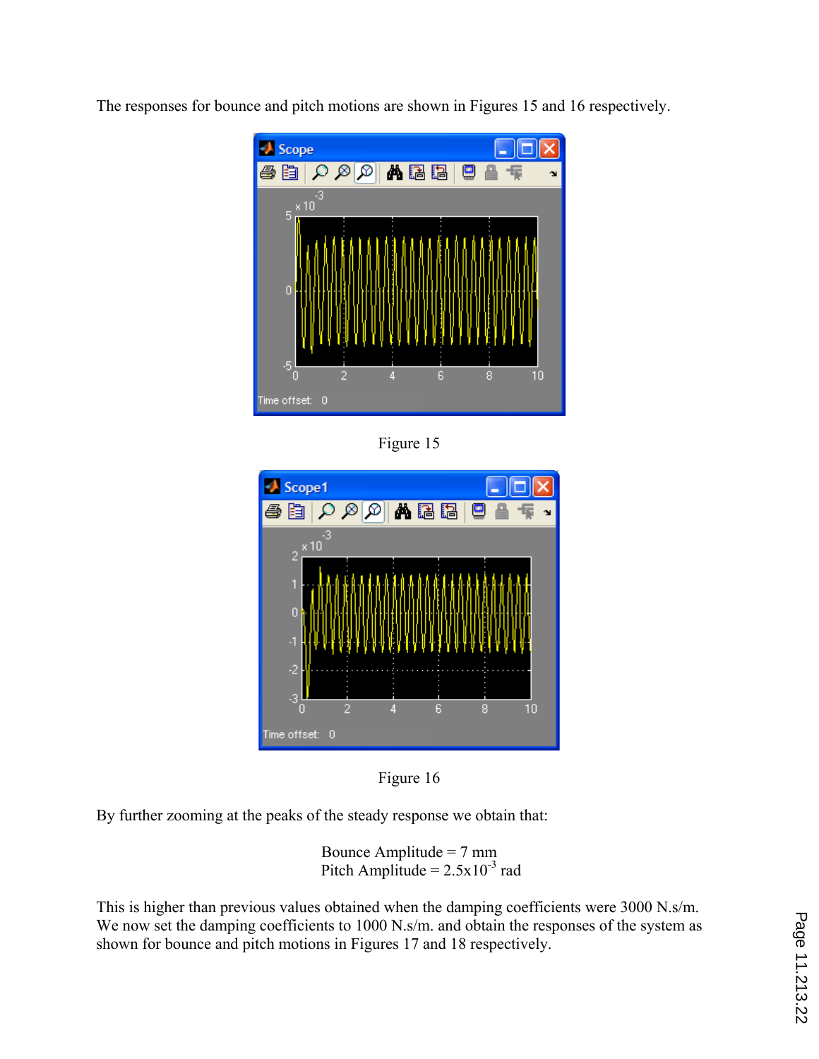The responses for bounce and pitch motions are shown in Figures 15 and 16 respectively.

Figure 15

Figure 16

By further zooming at the peaks of the steady response we obtain that:

Bounce Amplitude = 7 mm
Pitch Amplitude = $2.5 \times 10^{-3}$ rad

This is higher than previous values obtained when the damping coefficients were 3000 N.s/m. We now set the damping coefficients to 1000 N.s/m. and obtain the responses of the system as shown for bounce and pitch motions in Figures 17 and 18 respectively.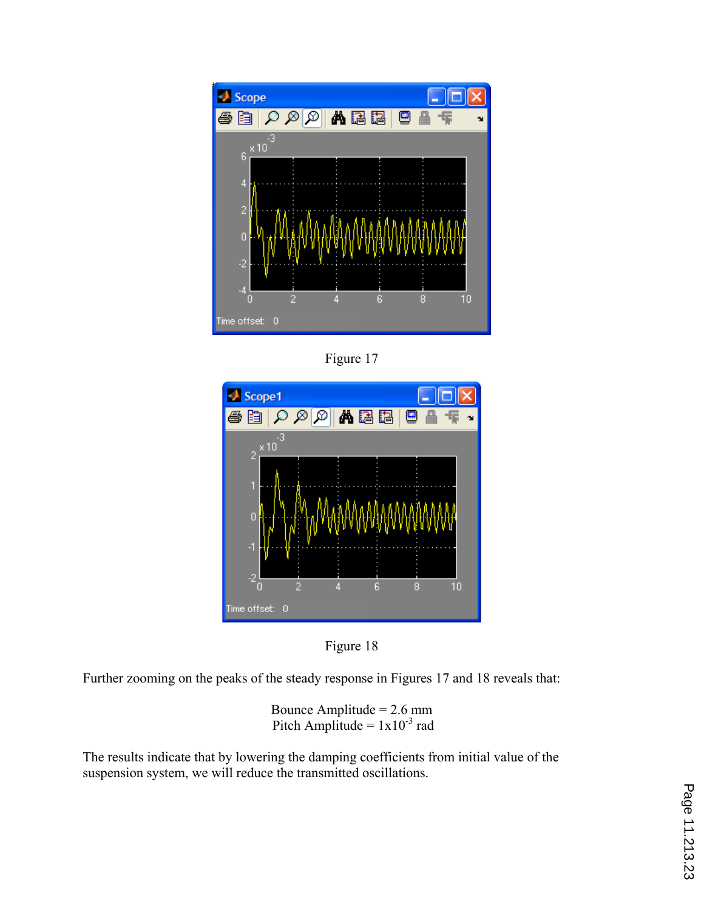Figure 17

Figure 18

Further zooming on the peaks of the steady response in Figures 17 and 18 reveals that:

Bounce Amplitude = 2.6 mm
Pitch Amplitude = $1 \times 10^{-3}$ rad

The results indicate that by lowering the damping coefficients from initial value of the suspension system, we will reduce the transmitted oscillations.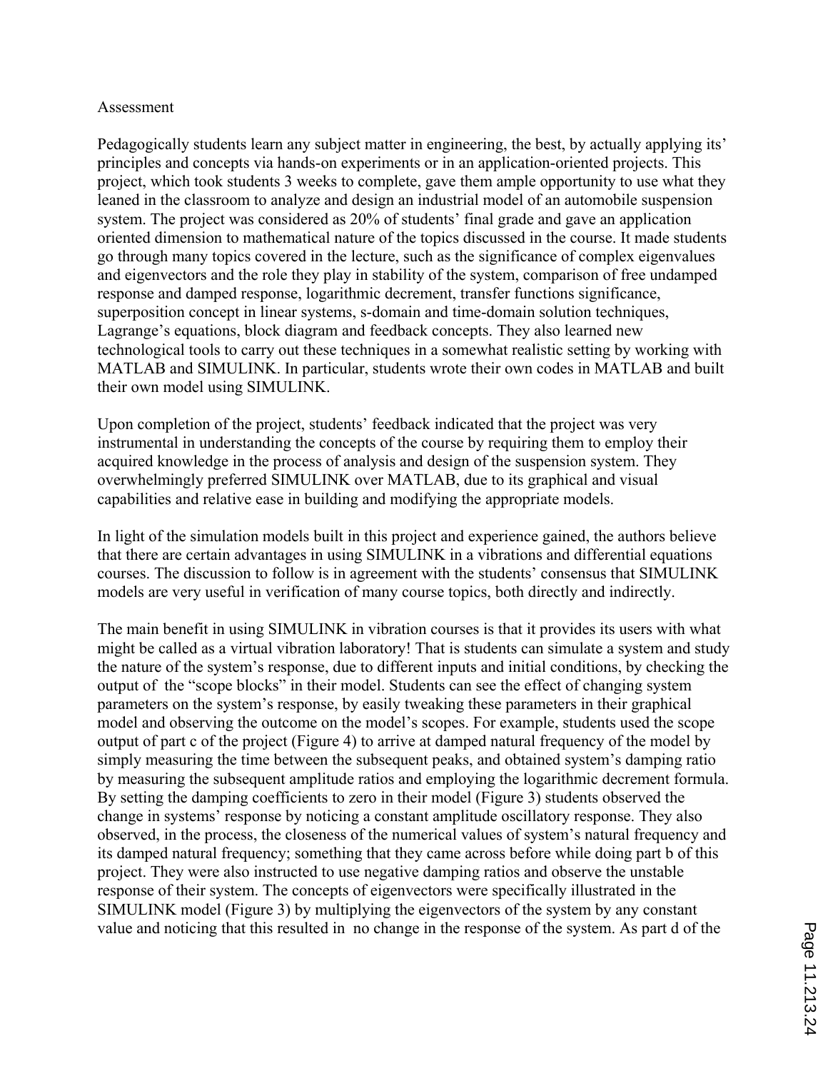## Assessment

Pedagogically students learn any subject matter in engineering, the best, by actually applying its' principles and concepts via hands-on experiments or in an application-oriented projects. This project, which took students 3 weeks to complete, gave them ample opportunity to use what they leaned in the classroom to analyze and design an industrial model of an automobile suspension system. The project was considered as 20% of students' final grade and gave an application oriented dimension to mathematical nature of the topics discussed in the course. It made students go through many topics covered in the lecture, such as the significance of complex eigenvalues and eigenvectors and the role they play in stability of the system, comparison of free undamped response and damped response, logarithmic decrement, transfer functions significance, superposition concept in linear systems, s-domain and time-domain solution techniques, Lagrange's equations, block diagram and feedback concepts. They also learned new technological tools to carry out these techniques in a somewhat realistic setting by working with MATLAB and SIMULINK. In particular, students wrote their own codes in MATLAB and built their own model using SIMULINK.

Upon completion of the project, students' feedback indicated that the project was very instrumental in understanding the concepts of the course by requiring them to employ their acquired knowledge in the process of analysis and design of the suspension system. They overwhelmingly preferred SIMULINK over MATLAB, due to its graphical and visual capabilities and relative ease in building and modifying the appropriate models.

In light of the simulation models built in this project and experience gained, the authors believe that there are certain advantages in using SIMULINK in a vibrations and differential equations courses. The discussion to follow is in agreement with the students' consensus that SIMULINK models are very useful in verification of many course topics, both directly and indirectly.

The main benefit in using SIMULINK in vibration courses is that it provides its users with what might be called as a virtual vibration laboratory! That is students can simulate a system and study the nature of the system's response, due to different inputs and initial conditions, by checking the output of the "scope blocks" in their model. Students can see the effect of changing system parameters on the system's response, by easily tweaking these parameters in their graphical model and observing the outcome on the model's scopes. For example, students used the scope output of part c of the project (Figure 4) to arrive at damped natural frequency of the model by simply measuring the time between the subsequent peaks, and obtained system's damping ratio by measuring the subsequent amplitude ratios and employing the logarithmic decrement formula. By setting the damping coefficients to zero in their model (Figure 3) students observed the change in systems' response by noticing a constant amplitude oscillatory response. They also observed, in the process, the closeness of the numerical values of system's natural frequency and its damped natural frequency; something that they came across before while doing part b of this project. They were also instructed to use negative damping ratios and observe the unstable response of their system. The concepts of eigenvectors were specifically illustrated in the SIMULINK model (Figure 3) by multiplying the eigenvectors of the system by any constant value and noticing that this resulted in no change in the response of the system. As part d of the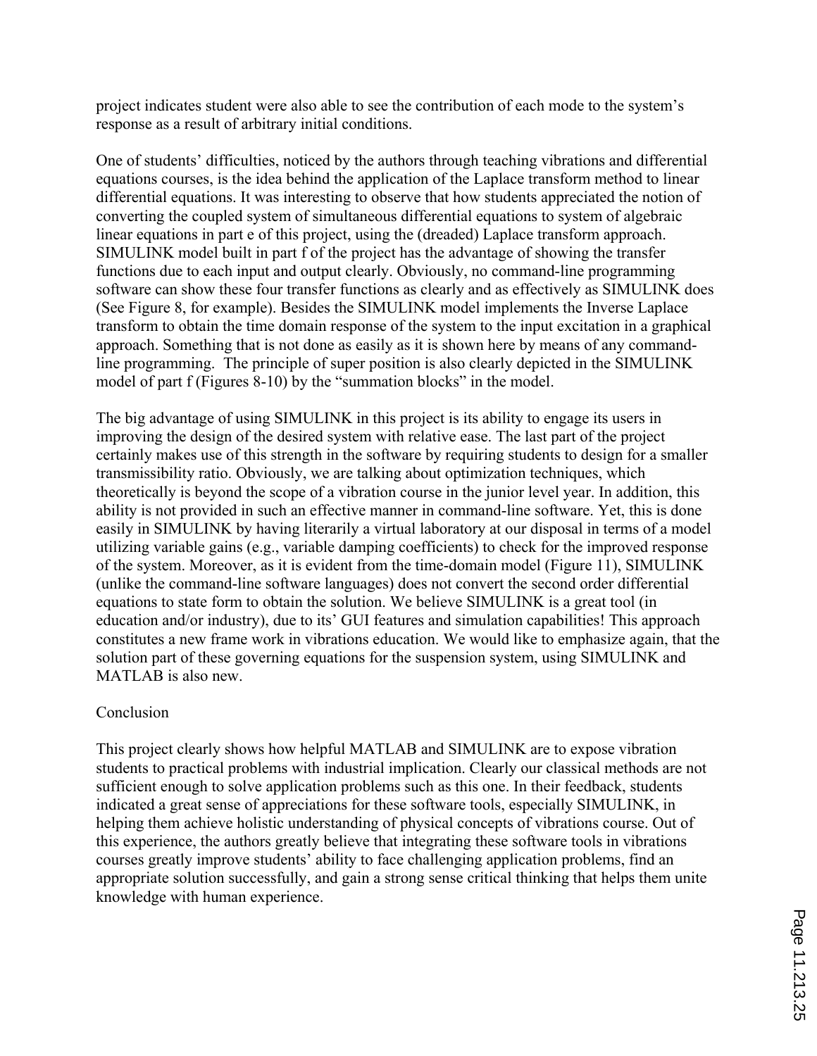project indicates student were also able to see the contribution of each mode to the system's response as a result of arbitrary initial conditions.

One of students' difficulties, noticed by the authors through teaching vibrations and differential equations courses, is the idea behind the application of the Laplace transform method to linear differential equations. It was interesting to observe that how students appreciated the notion of converting the coupled system of simultaneous differential equations to system of algebraic linear equations in part e of this project, using the (dreaded) Laplace transform approach. SIMULINK model built in part f of the project has the advantage of showing the transfer functions due to each input and output clearly. Obviously, no command-line programming software can show these four transfer functions as clearly and as effectively as SIMULINK does (See Figure 8, for example). Besides the SIMULINK model implements the Inverse Laplace transform to obtain the time domain response of the system to the input excitation in a graphical approach. Something that is not done as easily as it is shown here by means of any command-line programming. The principle of super position is also clearly depicted in the SIMULINK model of part f (Figures 8-10) by the "summation blocks" in the model.

The big advantage of using SIMULINK in this project is its ability to engage its users in improving the design of the desired system with relative ease. The last part of the project certainly makes use of this strength in the software by requiring students to design for a smaller transmissibility ratio. Obviously, we are talking about optimization techniques, which theoretically is beyond the scope of a vibration course in the junior level year. In addition, this ability is not provided in such an effective manner in command-line software. Yet, this is done easily in SIMULINK by having literarily a virtual laboratory at our disposal in terms of a model utilizing variable gains (e.g., variable damping coefficients) to check for the improved response of the system. Moreover, as it is evident from the time-domain model (Figure 11), SIMULINK (unlike the command-line software languages) does not convert the second order differential equations to state form to obtain the solution. We believe SIMULINK is a great tool (in education and/or industry), due to its' GUI features and simulation capabilities! This approach constitutes a new frame work in vibrations education. We would like to emphasize again, that the solution part of these governing equations for the suspension system, using SIMULINK and MATLAB is also new.

## Conclusion

This project clearly shows how helpful MATLAB and SIMULINK are to expose vibration students to practical problems with industrial implication. Clearly our classical methods are not sufficient enough to solve application problems such as this one. In their feedback, students indicated a great sense of appreciations for these software tools, especially SIMULINK, in helping them achieve holistic understanding of physical concepts of vibrations course. Out of this experience, the authors greatly believe that integrating these software tools in vibrations courses greatly improve students' ability to face challenging application problems, find an appropriate solution successfully, and gain a strong sense critical thinking that helps them unite knowledge with human experience.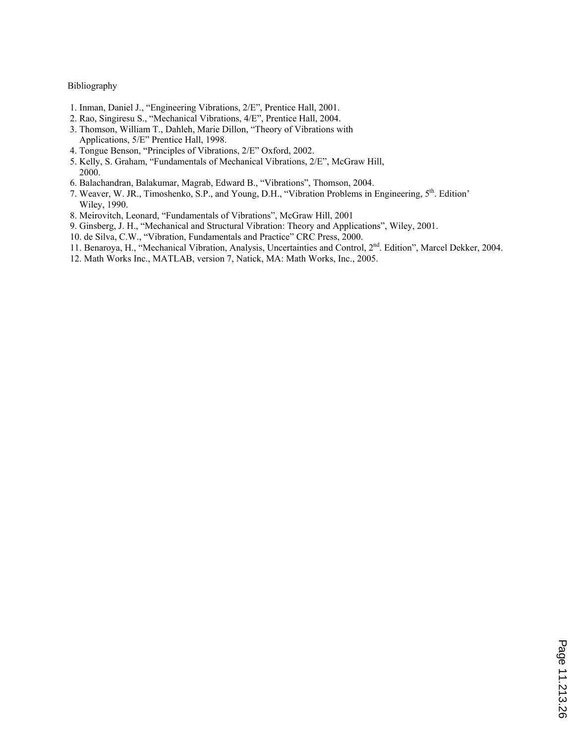Bibliography

1. Inman, Daniel J., "Engineering Vibrations, 2/E", Prentice Hall, 2001.
2. Rao, Singiresu S., "Mechanical Vibrations, 4/E", Prentice Hall, 2004.
3. Thomson, William T., Dahleh, Marie Dillon, "Theory of Vibrations with Applications, 5/E" Prentice Hall, 1998.
4. Tongue Benson, "Principles of Vibrations, 2/E" Oxford, 2002.
5. Kelly, S. Graham, "Fundamentals of Mechanical Vibrations, 2/E", McGraw Hill, 2000.
6. Balachandran, Balakumar, Magrab, Edward B., "Vibrations", Thomson, 2004.
7. Weaver, W. JR., Timoshenko, S.P., and Young, D.H., "Vibration Problems in Engineering, 5th. Edition' Wiley, 1990.
8. Meirovitch, Leonard, "Fundamentals of Vibrations", McGraw Hill, 2001
9. Ginsberg, J. H., "Mechanical and Structural Vibration: Theory and Applications", Wiley, 2001.
10. de Silva, C.W., "Vibration, Fundamentals and Practice" CRC Press, 2000.
11. Benaroya, H., "Mechanical Vibration, Analysis, Uncertainties and Control, 2nd. Edition", Marcel Dekker, 2004.
12. Math Works Inc., MATLAB, version 7, Natick, MA: Math Works, Inc., 2005.